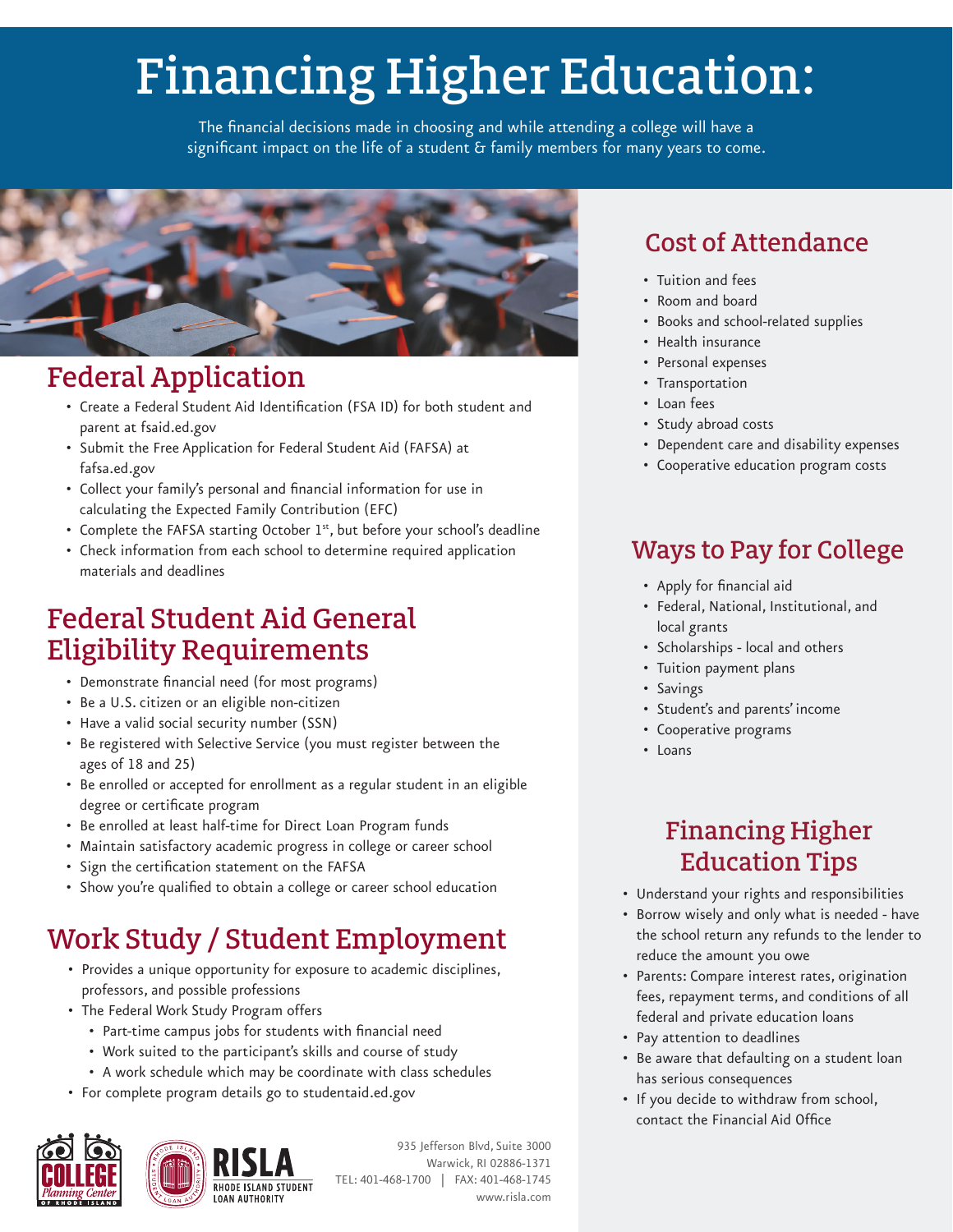# Financing Higher Education:

The financial decisions made in choosing and while attending a college will have a significant impact on the life of a student & family members for many years to come.

## Federal Application

- Create a Federal Student Aid Identification (FSA ID) for both student and parent at fsaid.ed.gov
- Submit the Free Application for Federal Student Aid (FAFSA) at fafsa.ed.gov
- Collect your family's personal and financial information for use in calculating the Expected Family Contribution (EFC)
- Complete the FAFSA starting October 1st, but before your school's deadline
- Check information from each school to determine required application materials and deadlines

## Federal Student Aid General Eligibility Requirements

- Demonstrate financial need (for most programs)
- Be a U.S. citizen or an eligible non-citizen
- Have a valid social security number (SSN)
- Be registered with Selective Service (you must register between the ages of 18 and 25)
- Be enrolled or accepted for enrollment as a regular student in an eligible degree or certificate program
- Be enrolled at least half-time for Direct Loan Program funds
- Maintain satisfactory academic progress in college or career school
- Sign the certification statement on the FAFSA
- Show you're qualified to obtain a college or career school education

## Work Study / Student Employment

- Provides a unique opportunity for exposure to academic disciplines, professors, and possible professions
- The Federal Work Study Program offers
  - Part-time campus jobs for students with financial need
  - Work suited to the participant's skills and course of study
  - A work schedule which may be coordinate with class schedules
- For complete program details go to studentaid.ed.gov

## Cost of Attendance

- Tuition and fees
- Room and board
- Books and school-related supplies
- Health insurance
- Personal expenses
- Transportation
- Loan fees
- Study abroad costs
- Dependent care and disability expenses
- Cooperative education program costs

## Ways to Pay for College

- Apply for financial aid
- Federal, National, Institutional, and local grants
- Scholarships - local and others
- Tuition payment plans
- Savings
- Student's and parents' income
- Cooperative programs
- Loans

## Financing Higher Education Tips

- Understand your rights and responsibilities
- Borrow wisely and only what is needed - have the school return any refunds to the lender to reduce the amount you owe
- Parents: Compare interest rates, origination fees, repayment terms, and conditions of all federal and private education loans
- Pay attention to deadlines
- Be aware that defaulting on a student loan has serious consequences
- If you decide to withdraw from school, contact the Financial Aid Office

COLLEGE Planning Center OF RHODE ISLAND

RISLA RHODE ISLAND STUDENT LOAN AUTHORITY

935 Jefferson Blvd, Suite 3000
Warwick, RI 02886-1371
TEL: 401-468-1700 | FAX: 401-468-1745
www.risla.com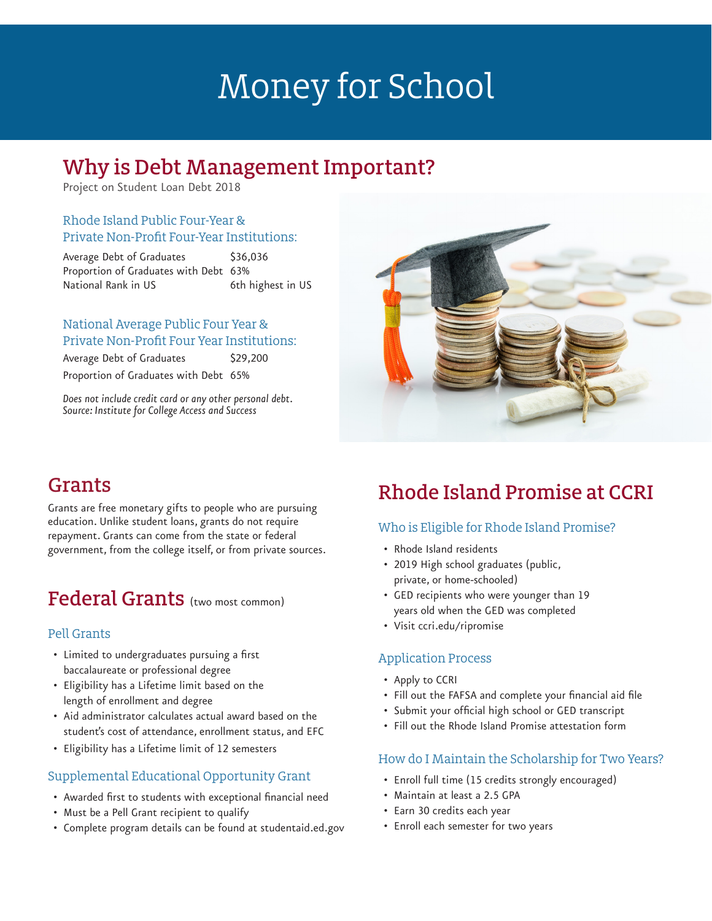# Money for School

## Why is Debt Management Important?

Project on Student Loan Debt 2018

### Rhode Island Public Four-Year & Private Non-Profit Four-Year Institutions:

| | |
|---|---|
| Average Debt of Graduates | $36,036 |
| Proportion of Graduates with Debt | 63% |
| National Rank in US | 6th highest in US |

### National Average Public Four Year & Private Non-Profit Four Year Institutions:

| | |
|---|---|
| Average Debt of Graduates | $29,200 |
| Proportion of Graduates with Debt | 65% |

*Does not include credit card or any other personal debt.*
*Source: Institute for College Access and Success*

## Grants

Grants are free monetary gifts to people who are pursuing education. Unlike student loans, grants do not require repayment. Grants can come from the state or federal government, from the college itself, or from private sources.

## Federal Grants (two most common)

### Pell Grants

- Limited to undergraduates pursuing a first baccalaureate or professional degree
- Eligibility has a Lifetime limit based on the length of enrollment and degree
- Aid administrator calculates actual award based on the student's cost of attendance, enrollment status, and EFC
- Eligibility has a Lifetime limit of 12 semesters

### Supplemental Educational Opportunity Grant

- Awarded first to students with exceptional financial need
- Must be a Pell Grant recipient to qualify
- Complete program details can be found at studentaid.ed.gov

## Rhode Island Promise at CCRI

### Who is Eligible for Rhode Island Promise?

- Rhode Island residents
- 2019 High school graduates (public, private, or home-schooled)
- GED recipients who were younger than 19 years old when the GED was completed
- Visit ccri.edu/ripromise

### Application Process

- Apply to CCRI
- Fill out the FAFSA and complete your financial aid file
- Submit your official high school or GED transcript
- Fill out the Rhode Island Promise attestation form

### How do I Maintain the Scholarship for Two Years?

- Enroll full time (15 credits strongly encouraged)
- Maintain at least a 2.5 GPA
- Earn 30 credits each year
- Enroll each semester for two years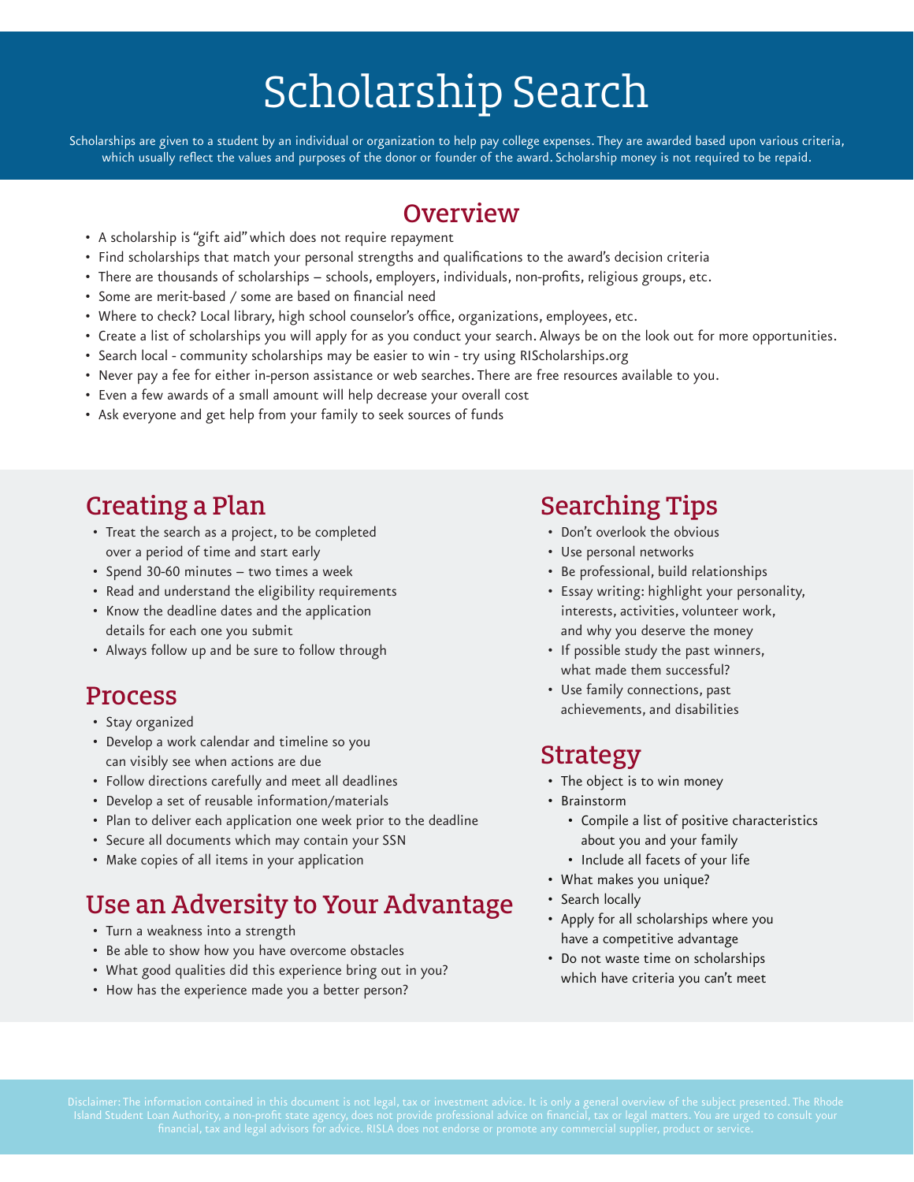# Scholarship Search

Scholarships are given to a student by an individual or organization to help pay college expenses. They are awarded based upon various criteria, which usually reflect the values and purposes of the donor or founder of the award. Scholarship money is not required to be repaid.

## Overview

- A scholarship is "gift aid" which does not require repayment
- Find scholarships that match your personal strengths and qualifications to the award's decision criteria
- There are thousands of scholarships – schools, employers, individuals, non-profits, religious groups, etc.
- Some are merit-based / some are based on financial need
- Where to check? Local library, high school counselor's office, organizations, employees, etc.
- Create a list of scholarships you will apply for as you conduct your search. Always be on the look out for more opportunities.
- Search local - community scholarships may be easier to win - try using RIScholarships.org
- Never pay a fee for either in-person assistance or web searches. There are free resources available to you.
- Even a few awards of a small amount will help decrease your overall cost
- Ask everyone and get help from your family to seek sources of funds

## Creating a Plan

- Treat the search as a project, to be completed over a period of time and start early
- Spend 30-60 minutes – two times a week
- Read and understand the eligibility requirements
- Know the deadline dates and the application details for each one you submit
- Always follow up and be sure to follow through

## Process

- Stay organized
- Develop a work calendar and timeline so you can visibly see when actions are due
- Follow directions carefully and meet all deadlines
- Develop a set of reusable information/materials
- Plan to deliver each application one week prior to the deadline
- Secure all documents which may contain your SSN
- Make copies of all items in your application

## Use an Adversity to Your Advantage

- Turn a weakness into a strength
- Be able to show how you have overcome obstacles
- What good qualities did this experience bring out in you?
- How has the experience made you a better person?

## Searching Tips

- Don't overlook the obvious
- Use personal networks
- Be professional, build relationships
- Essay writing: highlight your personality, interests, activities, volunteer work, and why you deserve the money
- If possible study the past winners, what made them successful?
- Use family connections, past achievements, and disabilities

## Strategy

- The object is to win money
- Brainstorm
  - Compile a list of positive characteristics about you and your family
  - Include all facets of your life
- What makes you unique?
- Search locally
- Apply for all scholarships where you have a competitive advantage
- Do not waste time on scholarships which have criteria you can't meet

Disclaimer: The information contained in this document is not legal, tax or investment advice. It is only a general overview of the subject presented. The Rhode Island Student Loan Authority, a non-profit state agency, does not provide professional advice on financial, tax or legal matters. You are urged to consult your financial, tax and legal advisors for advice. RISLA does not endorse or promote any commercial supplier, product or service.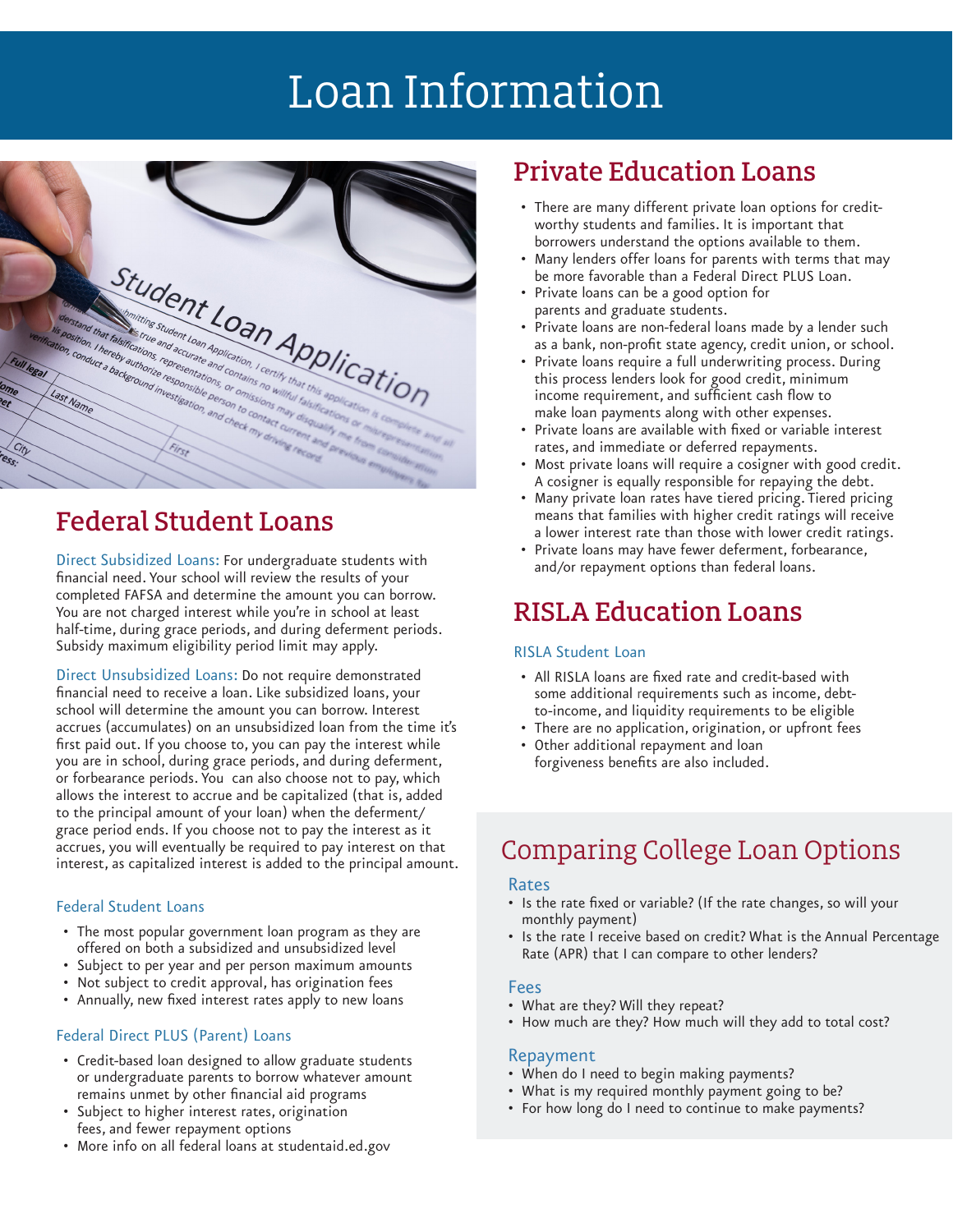# Loan Information

## Federal Student Loans

Direct Subsidized Loans: For undergraduate students with financial need. Your school will review the results of your completed FAFSA and determine the amount you can borrow. You are not charged interest while you're in school at least half-time, during grace periods, and during deferment periods. Subsidy maximum eligibility period limit may apply.

Direct Unsubsidized Loans: Do not require demonstrated financial need to receive a loan. Like subsidized loans, your school will determine the amount you can borrow. Interest accrues (accumulates) on an unsubsidized loan from the time it's first paid out. If you choose to, you can pay the interest while you are in school, during grace periods, and during deferment, or forbearance periods. You can also choose not to pay, which allows the interest to accrue and be capitalized (that is, added to the principal amount of your loan) when the deferment/grace period ends. If you choose not to pay the interest as it accrues, you will eventually be required to pay interest on that interest, as capitalized interest is added to the principal amount.

### Federal Student Loans

- The most popular government loan program as they are offered on both a subsidized and unsubsidized level
- Subject to per year and per person maximum amounts
- Not subject to credit approval, has origination fees
- Annually, new fixed interest rates apply to new loans

### Federal Direct PLUS (Parent) Loans

- Credit-based loan designed to allow graduate students or undergraduate parents to borrow whatever amount remains unmet by other financial aid programs
- Subject to higher interest rates, origination fees, and fewer repayment options
- More info on all federal loans at studentaid.ed.gov

## Private Education Loans

- There are many different private loan options for credit-worthy students and families. It is important that borrowers understand the options available to them.
- Many lenders offer loans for parents with terms that may be more favorable than a Federal Direct PLUS Loan.
- Private loans can be a good option for parents and graduate students.
- Private loans are non-federal loans made by a lender such as a bank, non-profit state agency, credit union, or school.
- Private loans require a full underwriting process. During this process lenders look for good credit, minimum income requirement, and sufficient cash flow to make loan payments along with other expenses.
- Private loans are available with fixed or variable interest rates, and immediate or deferred repayments.
- Most private loans will require a cosigner with good credit. A cosigner is equally responsible for repaying the debt.
- Many private loan rates have tiered pricing. Tiered pricing means that families with higher credit ratings will receive a lower interest rate than those with lower credit ratings.
- Private loans may have fewer deferment, forbearance, and/or repayment options than federal loans.

## RISLA Education Loans

### RISLA Student Loan

- All RISLA loans are fixed rate and credit-based with some additional requirements such as income, debt-to-income, and liquidity requirements to be eligible
- There are no application, origination, or upfront fees
- Other additional repayment and loan forgiveness benefits are also included.

## Comparing College Loan Options

### Rates

- Is the rate fixed or variable? (If the rate changes, so will your monthly payment)
- Is the rate I receive based on credit? What is the Annual Percentage Rate (APR) that I can compare to other lenders?

### Fees

- What are they? Will they repeat?
- How much are they? How much will they add to total cost?

### Repayment

- When do I need to begin making payments?
- What is my required monthly payment going to be?
- For how long do I need to continue to make payments?